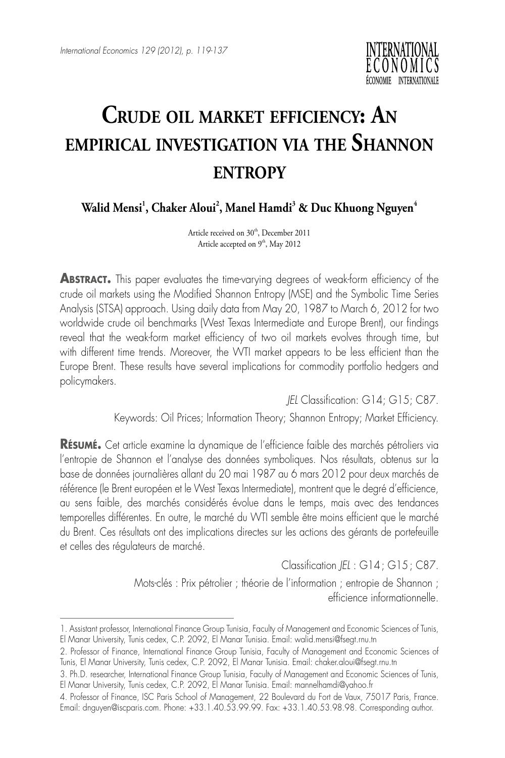# Crude oil market efficiency: An empirical investigation via the Shannon entropy

**Walid Mensi[1], Chaker Aloui[2], Manel Hamdi[3] & Duc Khuong Nguyen[4]**

Article received on 30th, December 2011
Article accepted on 9th, May 2012

**Abstract.** This paper evaluates the time-varying degrees of weak-form efficiency of the crude oil markets using the Modified Shannon Entropy (MSE) and the Symbolic Time Series Analysis (STSA) approach. Using daily data from May 20, 1987 to March 6, 2012 for two worldwide crude oil benchmarks (West Texas Intermediate and Europe Brent), our findings reveal that the weak-form market efficiency of two oil markets evolves through time, but with different time trends. Moreover, the WTI market appears to be less efficient than the Europe Brent. These results have several implications for commodity portfolio hedgers and policymakers.

*JEL* Classification: G14; G15; C87.

Keywords: Oil Prices; Information Theory; Shannon Entropy; Market Efficiency.

**Résumé.** Cet article examine la dynamique de l'efficience faible des marchés pétroliers via l'entropie de Shannon et l'analyse des données symboliques. Nos résultats, obtenus sur la base de données journalières allant du 20 mai 1987 au 6 mars 2012 pour deux marchés de référence (le Brent européen et le West Texas Intermediate), montrent que le degré d'efficience, au sens faible, des marchés considérés évolue dans le temps, mais avec des tendances temporelles différentes. En outre, le marché du WTI semble être moins efficient que le marché du Brent. Ces résultats ont des implications directes sur les actions des gérants de portefeuille et celles des régulateurs de marché.

Classification *JEL* : G14 ; G15 ; C87.

Mots-clés : Prix pétrolier ; théorie de l'information ; entropie de Shannon ; efficience informationnelle.

---

1. Assistant professor, International Finance Group Tunisia, Faculty of Management and Economic Sciences of Tunis, El Manar University, Tunis cedex, C.P. 2092, El Manar Tunisia. Email: walid.mensi@fsegt.rnu.tn

2. Professor of Finance, International Finance Group Tunisia, Faculty of Management and Economic Sciences of Tunis, El Manar University, Tunis cedex, C.P. 2092, El Manar Tunisia. Email: chaker.aloui@fsegt.rnu.tn

3. Ph.D. researcher, International Finance Group Tunisia, Faculty of Management and Economic Sciences of Tunis, El Manar University, Tunis cedex, C.P. 2092, El Manar Tunisia. Email: mannelhamdi@yahoo.fr

4. Professor of Finance, ISC Paris School of Management, 22 Boulevard du Fort de Vaux, 75017 Paris, France. Email: dnguyen@iscparis.com. Phone: +33.1.40.53.99.99. Fax: +33.1.40.53.98.98. Corresponding author.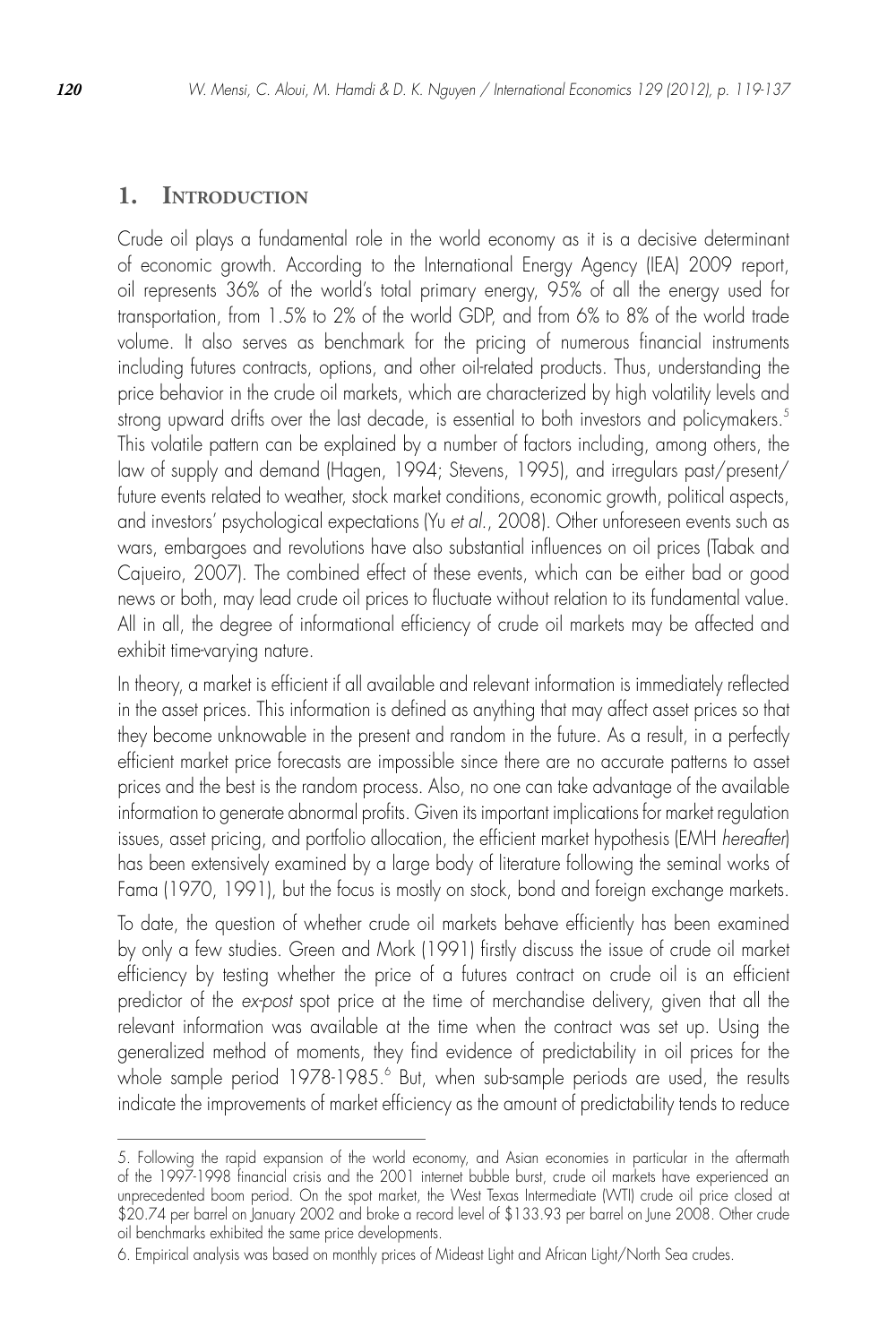## 1. Introduction

Crude oil plays a fundamental role in the world economy as it is a decisive determinant of economic growth. According to the International Energy Agency (IEA) 2009 report, oil represents 36% of the world's total primary energy, 95% of all the energy used for transportation, from 1.5% to 2% of the world GDP, and from 6% to 8% of the world trade volume. It also serves as benchmark for the pricing of numerous financial instruments including futures contracts, options, and other oil-related products. Thus, understanding the price behavior in the crude oil markets, which are characterized by high volatility levels and strong upward drifts over the last decade, is essential to both investors and policymakers.[5] This volatile pattern can be explained by a number of factors including, among others, the law of supply and demand (Hagen, 1994; Stevens, 1995), and irregulars past/present/future events related to weather, stock market conditions, economic growth, political aspects, and investors' psychological expectations (Yu *et al.*, 2008). Other unforeseen events such as wars, embargoes and revolutions have also substantial influences on oil prices (Tabak and Cajueiro, 2007). The combined effect of these events, which can be either bad or good news or both, may lead crude oil prices to fluctuate without relation to its fundamental value. All in all, the degree of informational efficiency of crude oil markets may be affected and exhibit time-varying nature.

In theory, a market is efficient if all available and relevant information is immediately reflected in the asset prices. This information is defined as anything that may affect asset prices so that they become unknowable in the present and random in the future. As a result, in a perfectly efficient market price forecasts are impossible since there are no accurate patterns to asset prices and the best is the random process. Also, no one can take advantage of the available information to generate abnormal profits. Given its important implications for market regulation issues, asset pricing, and portfolio allocation, the efficient market hypothesis (EMH *hereafter*) has been extensively examined by a large body of literature following the seminal works of Fama (1970, 1991), but the focus is mostly on stock, bond and foreign exchange markets.

To date, the question of whether crude oil markets behave efficiently has been examined by only a few studies. Green and Mork (1991) firstly discuss the issue of crude oil market efficiency by testing whether the price of a futures contract on crude oil is an efficient predictor of the *ex-post* spot price at the time of merchandise delivery, given that all the relevant information was available at the time when the contract was set up. Using the generalized method of moments, they find evidence of predictability in oil prices for the whole sample period 1978-1985.[6] But, when sub-sample periods are used, the results indicate the improvements of market efficiency as the amount of predictability tends to reduce

---

5. Following the rapid expansion of the world economy, and Asian economies in particular in the aftermath of the 1997-1998 financial crisis and the 2001 internet bubble burst, crude oil markets have experienced an unprecedented boom period. On the spot market, the West Texas Intermediate (WTI) crude oil price closed at $20.74 per barrel on January 2002 and broke a record level of $133.93 per barrel on June 2008. Other crude oil benchmarks exhibited the same price developments.

6. Empirical analysis was based on monthly prices of Mideast Light and African Light/North Sea crudes.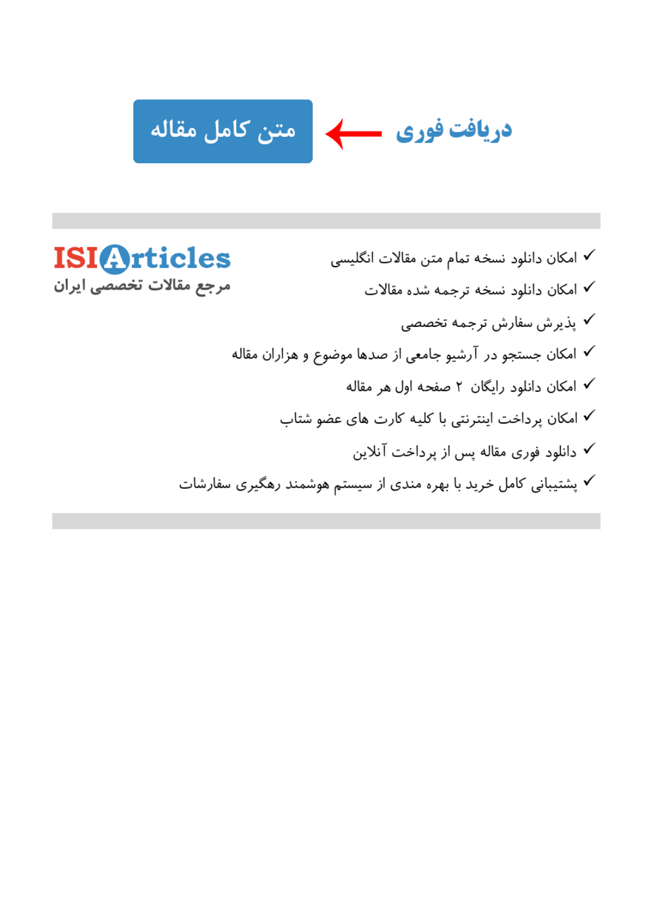متن کامل مقاله ← **دریافت فوری**

**ISIArticles**
مرجع مقالات تخصصی ایران

- ✓ امکان دانلود نسخه تمام متن مقالات انگلیسی
- ✓ امکان دانلود نسخه ترجمه شده مقالات
- ✓ پذیرش سفارش ترجمه تخصصی
- ✓ امکان جستجو در آرشیو جامعی از صدها موضوع و هزاران مقاله
- ✓ امکان دانلود رایگان ۲ صفحه اول هر مقاله
- ✓ امکان پرداخت اینترنتی با کلیه کارت های عضو شتاب
- ✓ دانلود فوری مقاله پس از پرداخت آنلاین
- ✓ پشتیبانی کامل خرید با بهره مندی از سیستم هوشمند رهگیری سفارشات